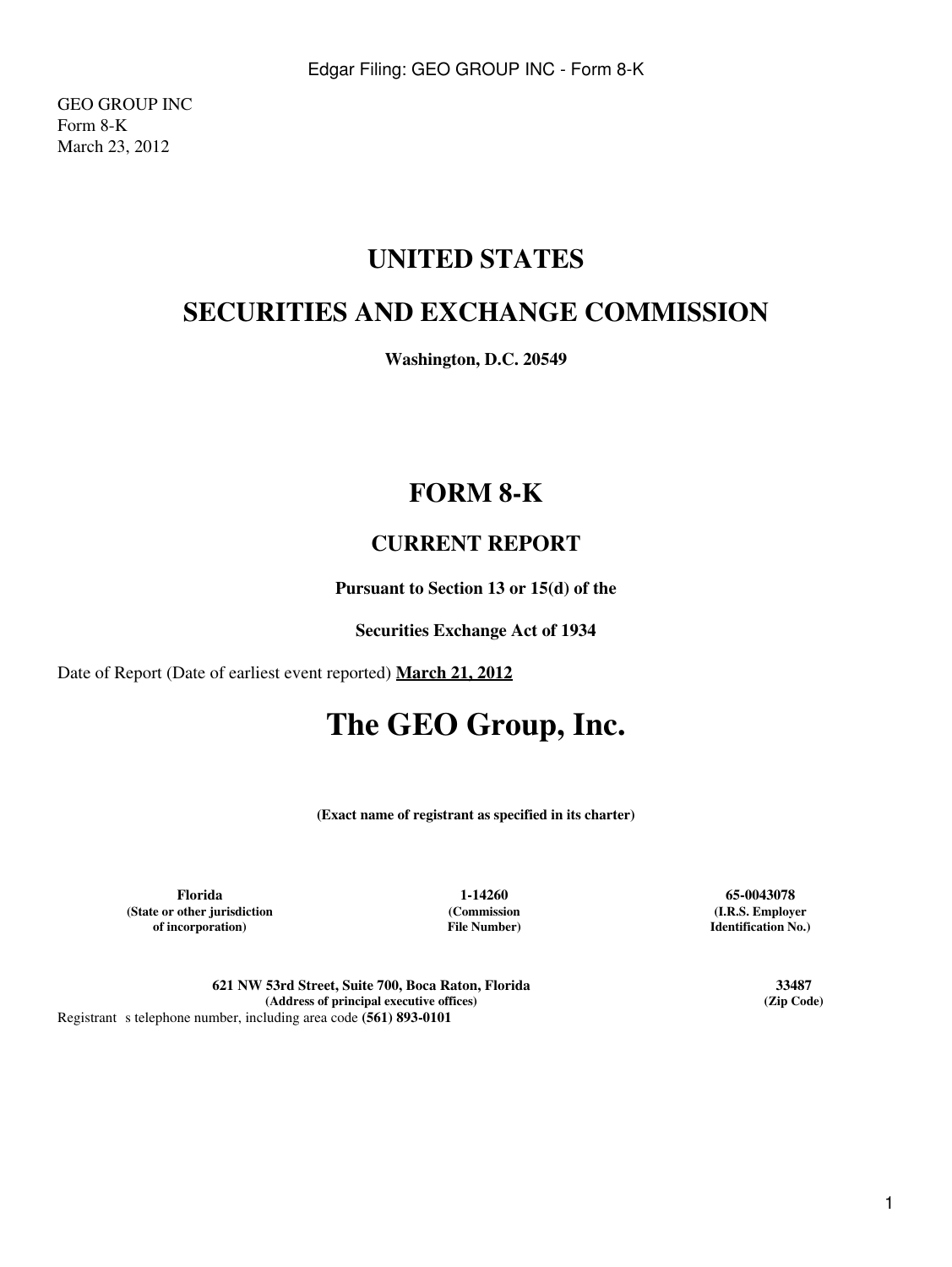GEO GROUP INC
Form 8-K
March 23, 2012

# UNITED STATES

# SECURITIES AND EXCHANGE COMMISSION

**Washington, D.C. 20549**

# FORM 8-K

## CURRENT REPORT

**Pursuant to Section 13 or 15(d) of the**

**Securities Exchange Act of 1934**

Date of Report (Date of earliest event reported) **March 21, 2012**

# The GEO Group, Inc.

**(Exact name of registrant as specified in its charter)**

| **Florida** | **1-14260** | **65-0043078** |
|---|---|---|
| **(State or other jurisdiction of incorporation)** | **(Commission File Number)** | **(I.R.S. Employer Identification No.)** |

| **621 NW 53rd Street, Suite 700, Boca Raton, Florida** | **33487** |
|---|---|
| **(Address of principal executive offices)** | **(Zip Code)** |

Registrant s telephone number, including area code **(561) 893-0101**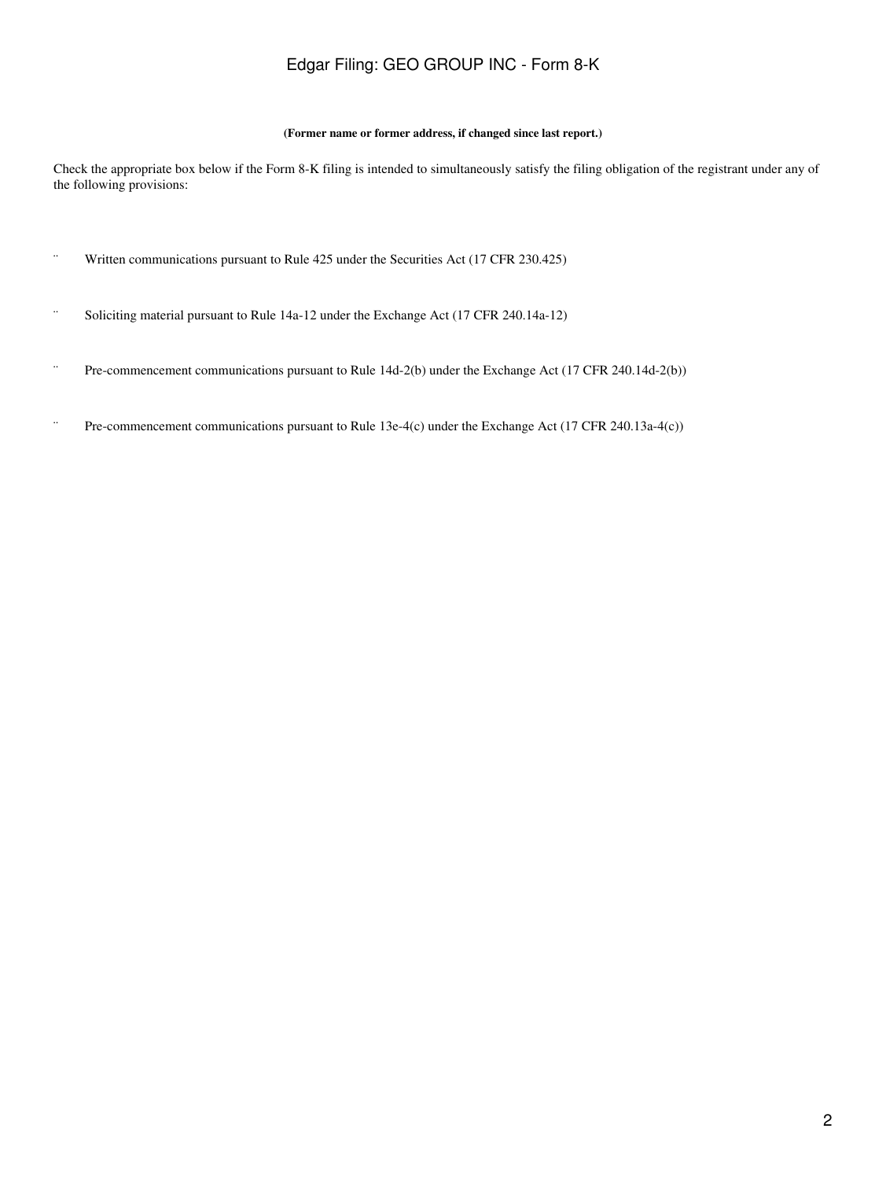**(Former name or former address, if changed since last report.)**

Check the appropriate box below if the Form 8-K filing is intended to simultaneously satisfy the filing obligation of the registrant under any of the following provisions:

¨ Written communications pursuant to Rule 425 under the Securities Act (17 CFR 230.425)

¨ Soliciting material pursuant to Rule 14a-12 under the Exchange Act (17 CFR 240.14a-12)

¨ Pre-commencement communications pursuant to Rule 14d-2(b) under the Exchange Act (17 CFR 240.14d-2(b))

¨ Pre-commencement communications pursuant to Rule 13e-4(c) under the Exchange Act (17 CFR 240.13a-4(c))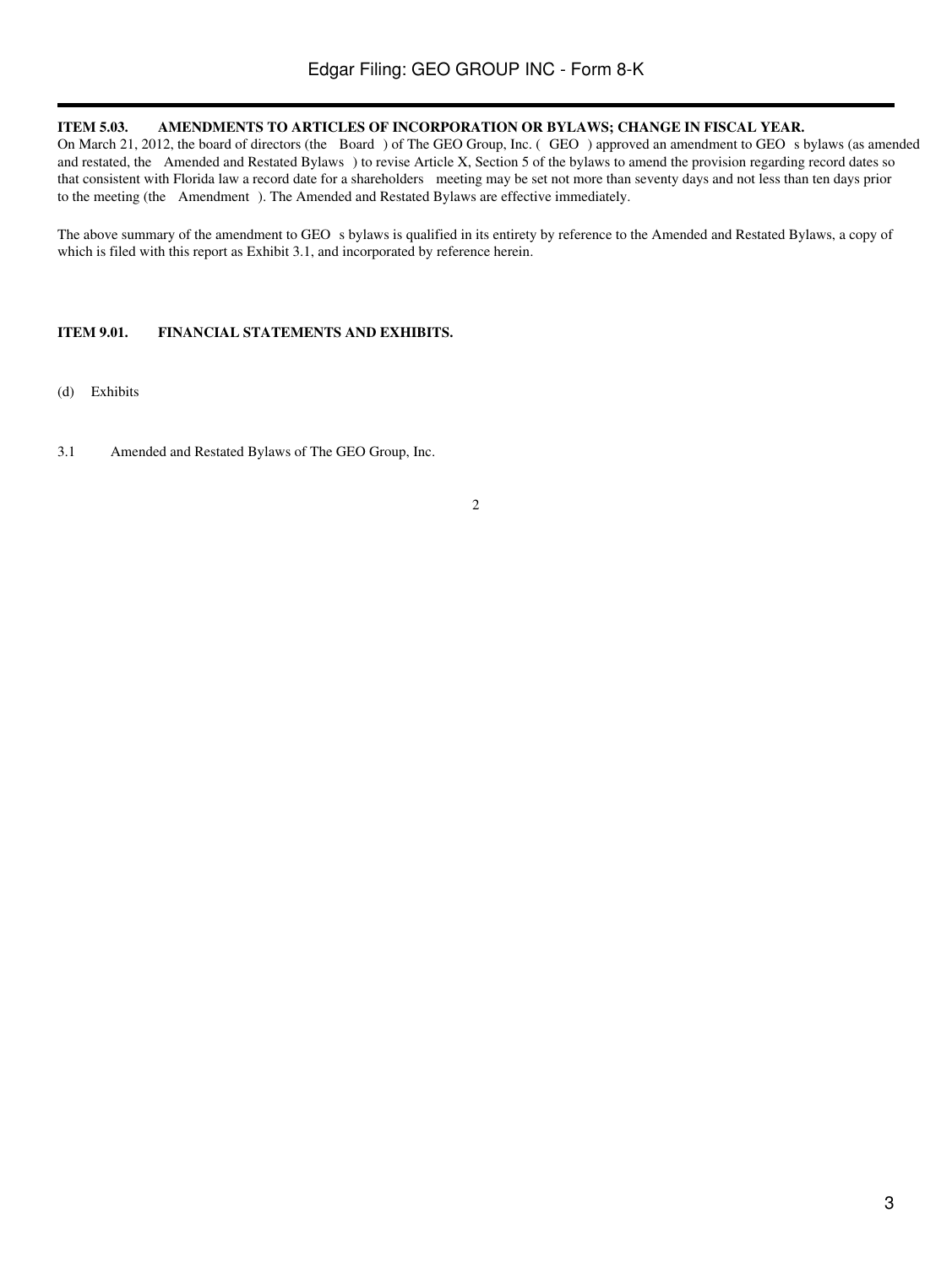**ITEM 5.03. AMENDMENTS TO ARTICLES OF INCORPORATION OR BYLAWS; CHANGE IN FISCAL YEAR.**

On March 21, 2012, the board of directors (the Board ) of The GEO Group, Inc. ( GEO ) approved an amendment to GEO s bylaws (as amended and restated, the Amended and Restated Bylaws ) to revise Article X, Section 5 of the bylaws to amend the provision regarding record dates so that consistent with Florida law a record date for a shareholders meeting may be set not more than seventy days and not less than ten days prior to the meeting (the Amendment ). The Amended and Restated Bylaws are effective immediately.

The above summary of the amendment to GEO s bylaws is qualified in its entirety by reference to the Amended and Restated Bylaws, a copy of which is filed with this report as Exhibit 3.1, and incorporated by reference herein.

**ITEM 9.01. FINANCIAL STATEMENTS AND EXHIBITS.**

(d) Exhibits

3.1 Amended and Restated Bylaws of The GEO Group, Inc.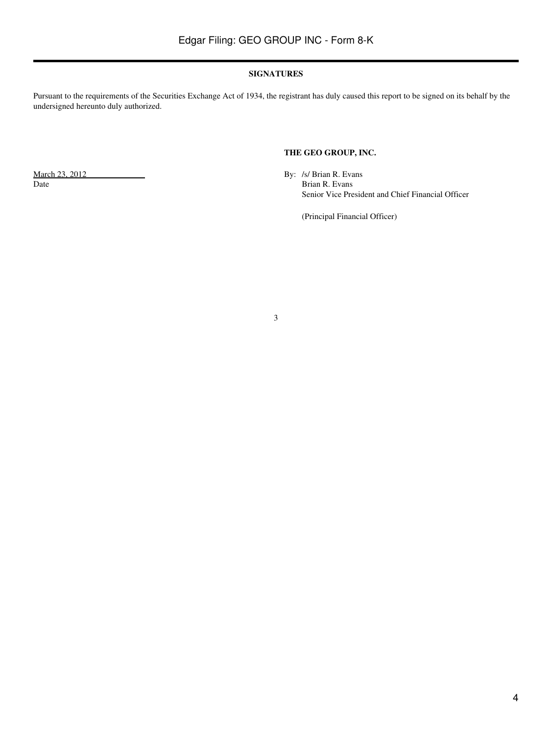**SIGNATURES**

Pursuant to the requirements of the Securities Exchange Act of 1934, the registrant has duly caused this report to be signed on its behalf by the undersigned hereunto duly authorized.

**THE GEO GROUP, INC.**

| | |
|---|---|
| March 23, 2012 | By: /s/ Brian R. Evans |
| Date | Brian R. Evans |
| | Senior Vice President and Chief Financial Officer |
| | (Principal Financial Officer) |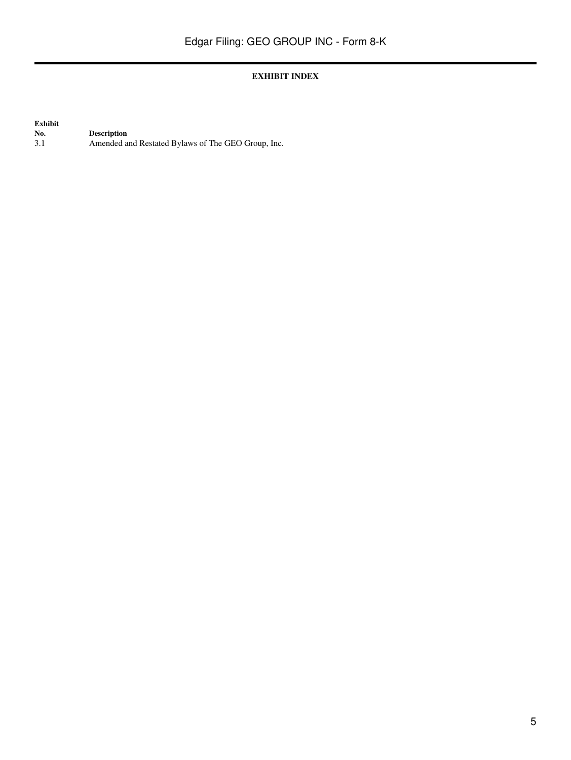**EXHIBIT INDEX**

| Exhibit No. | Description |
| --- | --- |
| 3.1 | Amended and Restated Bylaws of The GEO Group, Inc. |